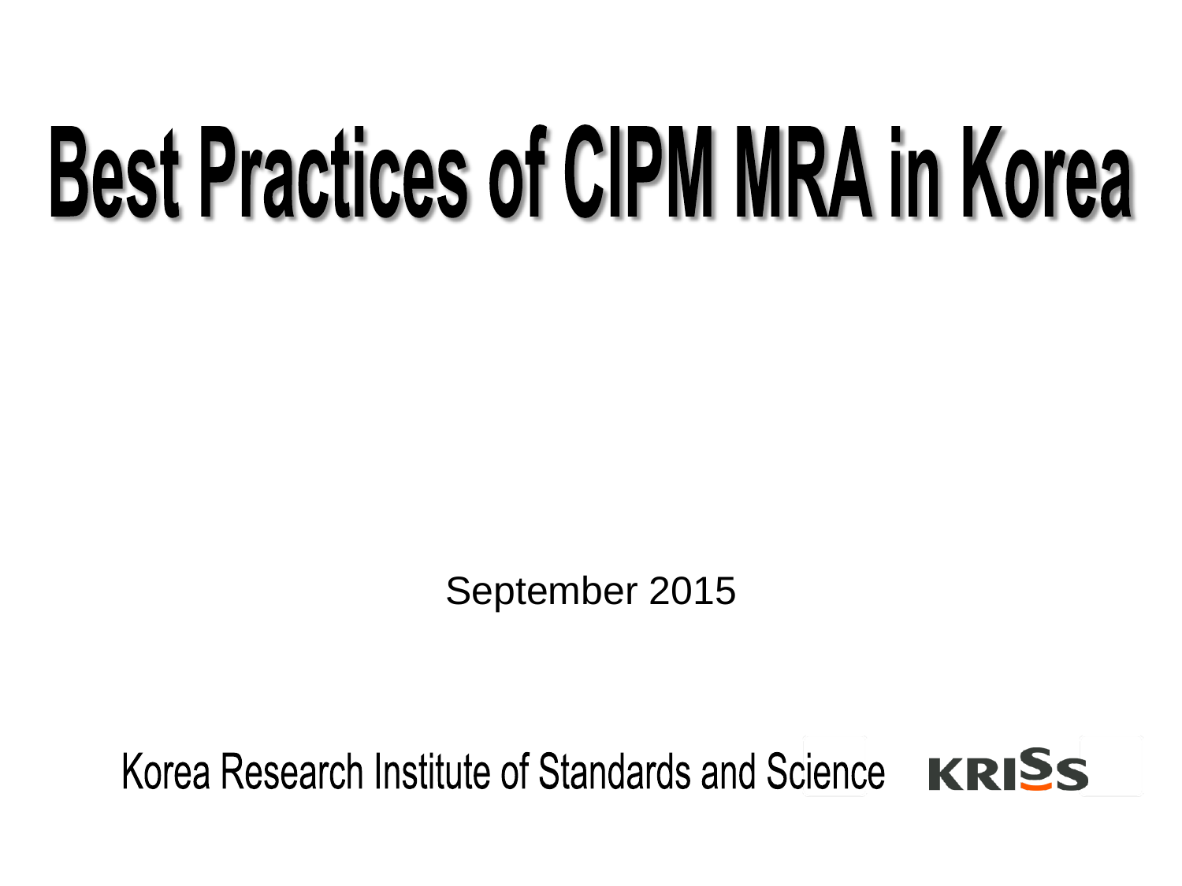# Best Practices of CIPM MRA in Korea

September 2015

Korea Research Institute of Standards and Science KRISS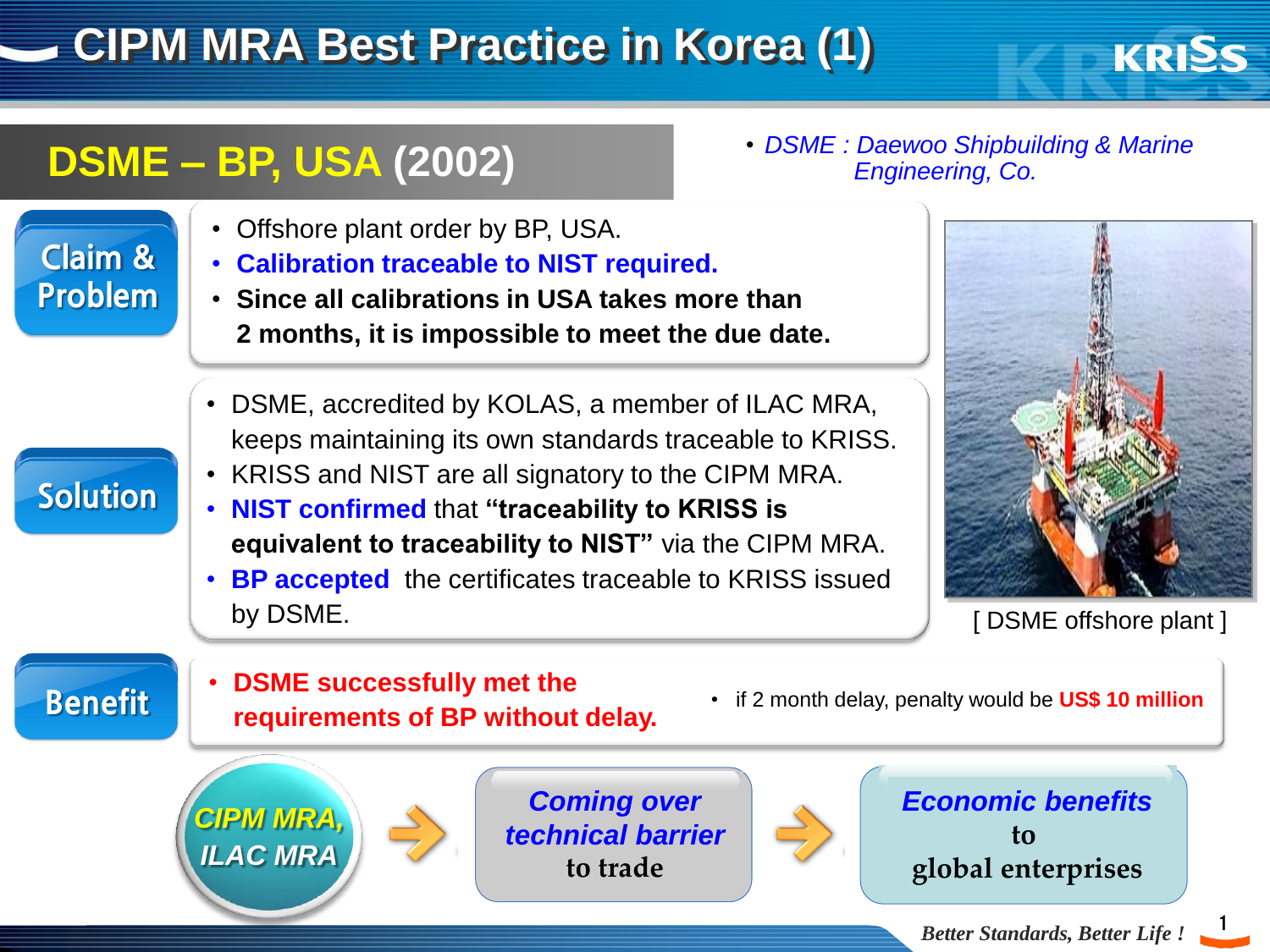# CIPM MRA Best Practice in Korea (1)

## DSME – BP, USA (2002)

- *DSME : Daewoo Shipbuilding & Marine Engineering, Co.*

**Claim & Problem**

- Offshore plant order by BP, USA.
- **Calibration traceable to NIST required.**
- **Since all calibrations in USA takes more than 2 months, it is impossible to meet the due date.**

**Solution**

- DSME, accredited by KOLAS, a member of ILAC MRA, keeps maintaining its own standards traceable to KRISS.
- KRISS and NIST are all signatory to the CIPM MRA.
- **NIST confirmed** that **"traceability to KRISS is equivalent to traceability to NIST"** via the CIPM MRA.
- **BP accepted** the certificates traceable to KRISS issued by DSME.

[ DSME offshore plant ]

**Benefit**

- **DSME successfully met the requirements of BP without delay.**
- if 2 month delay, penalty would be **US$ 10 million**

*CIPM MRA, ILAC MRA* → *Coming over technical barrier* to trade → *Economic benefits* to global enterprises

*Better Standards, Better Life !*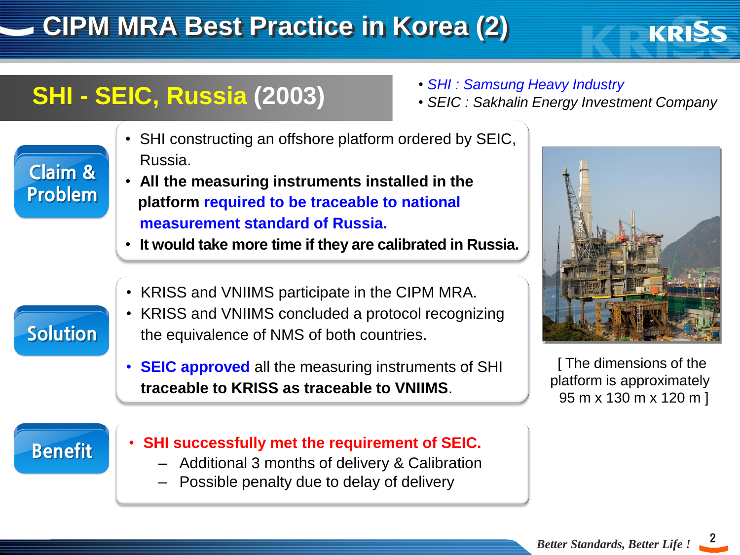# CIPM MRA Best Practice in Korea (2)

## SHI - SEIC, Russia (2003)

- *SHI : Samsung Heavy Industry*
- *SEIC : Sakhalin Energy Investment Company*

### Claim & Problem

- SHI constructing an offshore platform ordered by SEIC, Russia.
- **All the measuring instruments installed in the platform required to be traceable to national measurement standard of Russia.**
- **It would take more time if they are calibrated in Russia.**

### Solution

- KRISS and VNIIMS participate in the CIPM MRA.
- KRISS and VNIIMS concluded a protocol recognizing the equivalence of NMS of both countries.
- **SEIC approved** all the measuring instruments of SHI **traceable to KRISS as traceable to VNIIMS**.

[ The dimensions of the platform is approximately 95 m x 130 m x 120 m ]

### Benefit

- **SHI successfully met the requirement of SEIC.**
  - Additional 3 months of delivery & Calibration
  - Possible penalty due to delay of delivery

*Better Standards, Better Life !*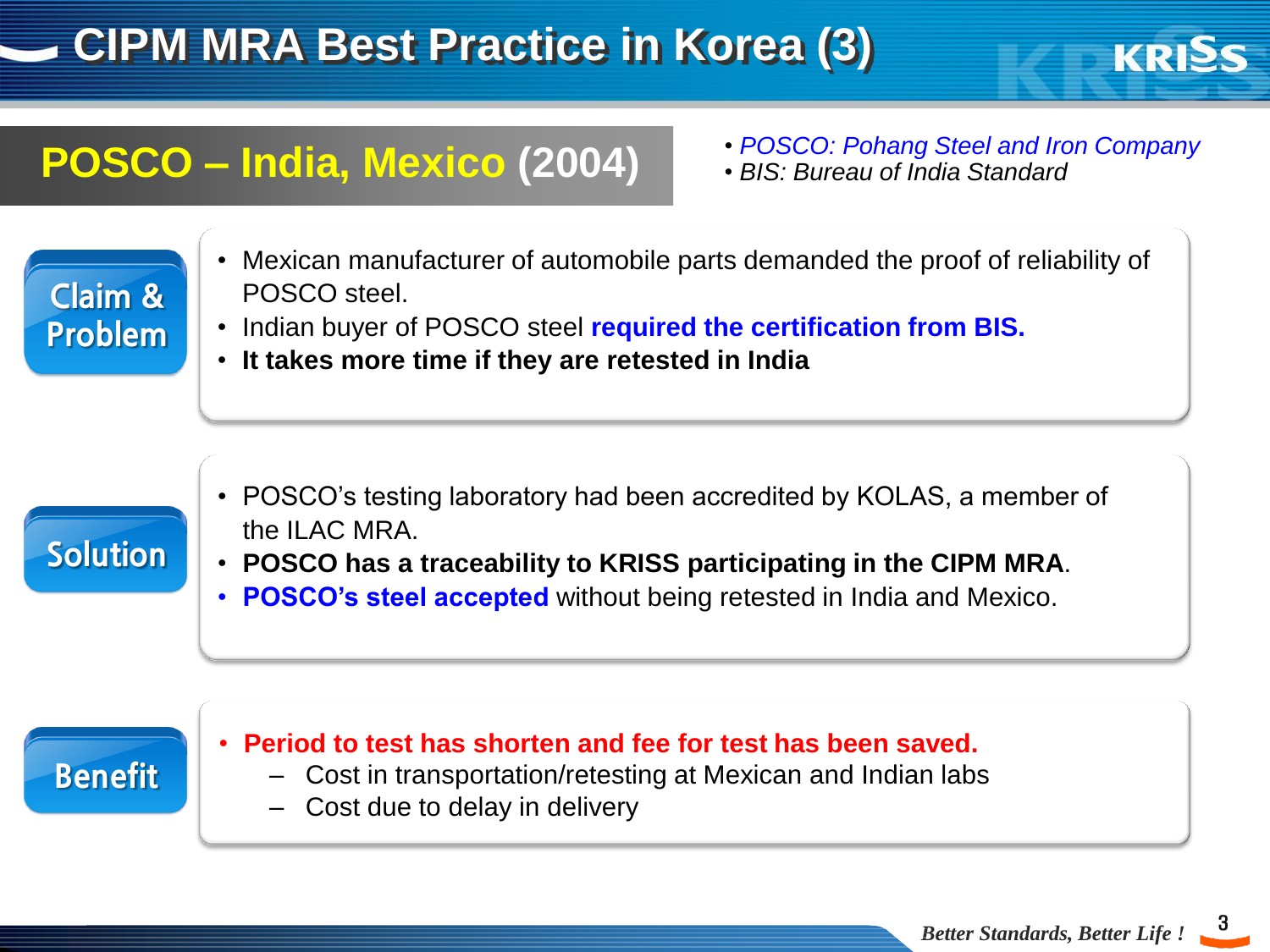# CIPM MRA Best Practice in Korea (3)

## POSCO – India, Mexico (2004)

- *POSCO: Pohang Steel and Iron Company*
- *BIS: Bureau of India Standard*

### Claim & Problem

- Mexican manufacturer of automobile parts demanded the proof of reliability of POSCO steel.
- Indian buyer of POSCO steel **required the certification from BIS.**
- **It takes more time if they are retested in India**

### Solution

- POSCO's testing laboratory had been accredited by KOLAS, a member of the ILAC MRA.
- **POSCO has a traceability to KRISS participating in the CIPM MRA**.
- **POSCO's steel accepted** without being retested in India and Mexico.

### Benefit

- **Period to test has shorten and fee for test has been saved.**
  - Cost in transportation/retesting at Mexican and Indian labs
  - Cost due to delay in delivery

*Better Standards, Better Life !*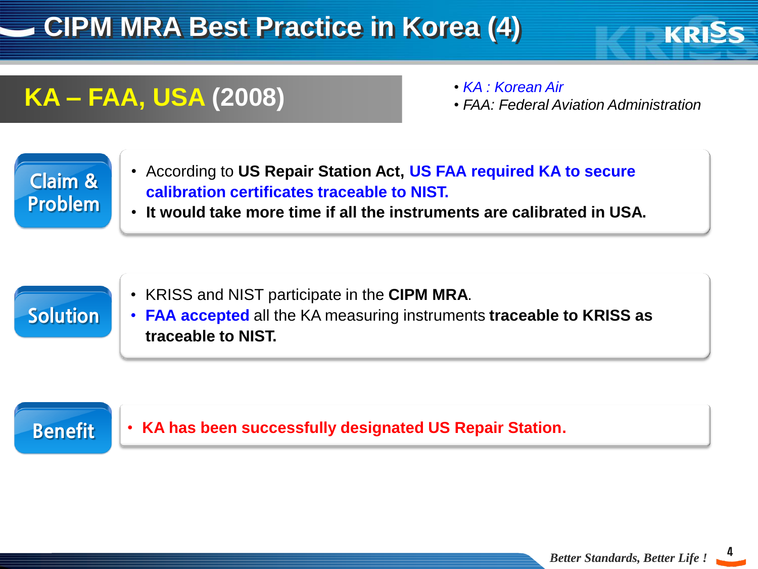# CIPM MRA Best Practice in Korea (4)

## KA – FAA, USA (2008)

- *KA : Korean Air*
- *FAA: Federal Aviation Administration*

### Claim & Problem

- According to **US Repair Station Act, US FAA required KA to secure calibration certificates traceable to NIST.**
- **It would take more time if all the instruments are calibrated in USA.**

### Solution

- KRISS and NIST participate in the **CIPM MRA**.
- **FAA accepted** all the KA measuring instruments **traceable to KRISS as traceable to NIST.**

### Benefit

- **KA has been successfully designated US Repair Station.**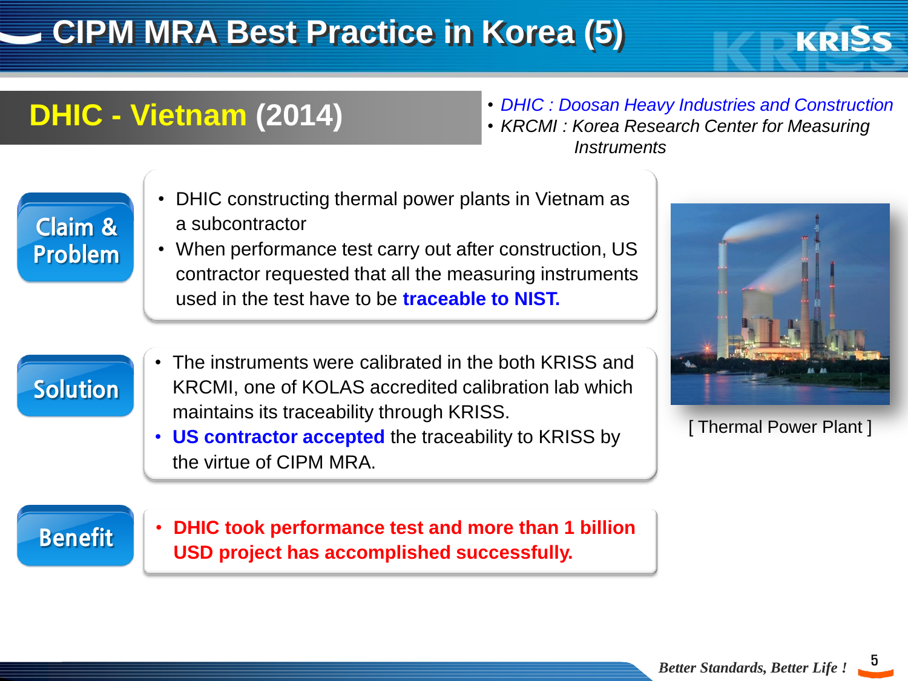# CIPM MRA Best Practice in Korea (5)

## DHIC - Vietnam (2014)

- *DHIC : Doosan Heavy Industries and Construction*
- *KRCMI : Korea Research Center for Measuring Instruments*

### Claim & Problem

- DHIC constructing thermal power plants in Vietnam as a subcontractor
- When performance test carry out after construction, US contractor requested that all the measuring instruments used in the test have to be **traceable to NIST.**

### Solution

- The instruments were calibrated in the both KRISS and KRCMI, one of KOLAS accredited calibration lab which maintains its traceability through KRISS.
- **US contractor accepted** the traceability to KRISS by the virtue of CIPM MRA.

### Benefit

- **DHIC took performance test and more than 1 billion USD project has accomplished successfully.**

[ Thermal Power Plant ]

*Better Standards, Better Life !*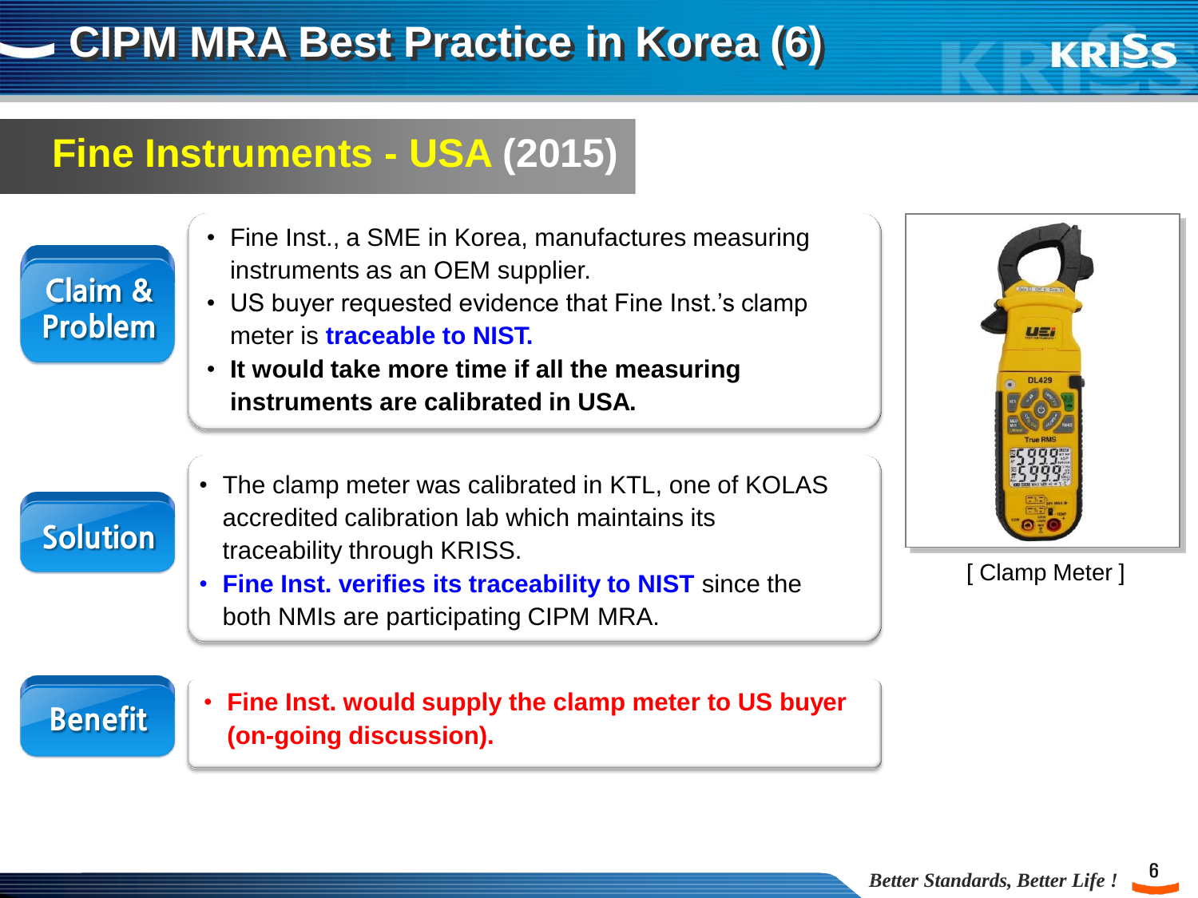# CIPM MRA Best Practice in Korea (6)

## Fine Instruments - USA (2015)

**Claim & Problem**

- Fine Inst., a SME in Korea, manufactures measuring instruments as an OEM supplier.
- US buyer requested evidence that Fine Inst.'s clamp meter is **traceable to NIST.**
- **It would take more time if all the measuring instruments are calibrated in USA.**

**Solution**

- The clamp meter was calibrated in KTL, one of KOLAS accredited calibration lab which maintains its traceability through KRISS.
- **Fine Inst. verifies its traceability to NIST** since the both NMIs are participating CIPM MRA.

**Benefit**

- **Fine Inst. would supply the clamp meter to US buyer (on-going discussion).**

[ Clamp Meter ]

*Better Standards, Better Life !*